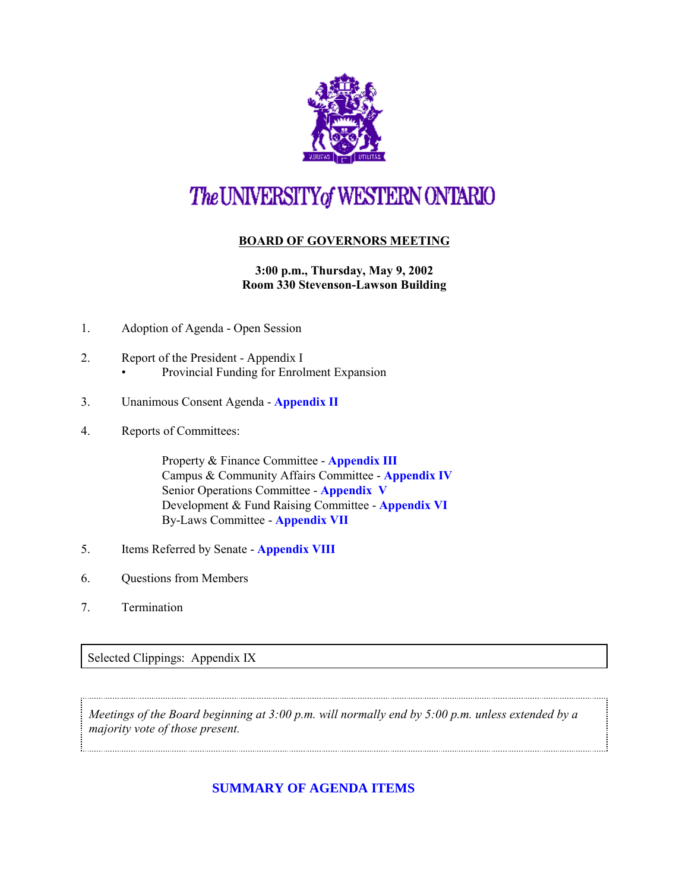# The UNIVERSITY of WESTERN ONTARIO

## BOARD OF GOVERNORS MEETING

**3:00 p.m., Thursday, May 9, 2002**
**Room 330 Stevenson-Lawson Building**

1. Adoption of Agenda - Open Session

2. Report of the President - Appendix I
   - Provincial Funding for Enrolment Expansion

3. Unanimous Consent Agenda - **Appendix II**

4. Reports of Committees:

   Property & Finance Committee - **Appendix III**
   Campus & Community Affairs Committee - **Appendix IV**
   Senior Operations Committee - **Appendix V**
   Development & Fund Raising Committee - **Appendix VI**
   By-Laws Committee - **Appendix VII**

5. Items Referred by Senate - **Appendix VIII**

6. Questions from Members

7. Termination

Selected Clippings: Appendix IX

*Meetings of the Board beginning at 3:00 p.m. will normally end by 5:00 p.m. unless extended by a majority vote of those present.*

**SUMMARY OF AGENDA ITEMS**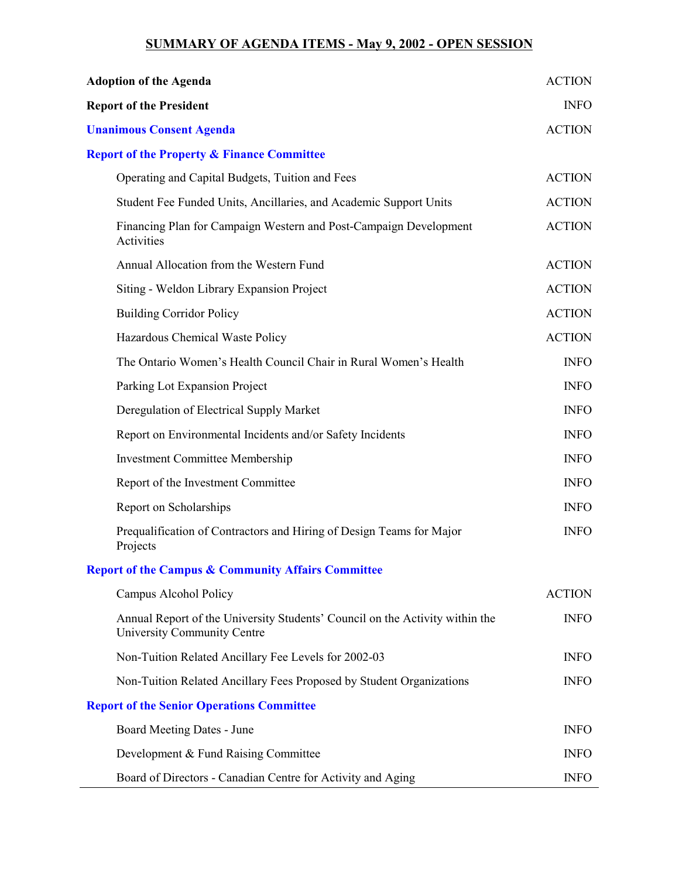## SUMMARY OF AGENDA ITEMS - May 9, 2002 - OPEN SESSION

| | |
|---|---|
| **Adoption of the Agenda** | ACTION |
| **Report of the President** | INFO |
| **Unanimous Consent Agenda** | ACTION |
| **Report of the Property & Finance Committee** | |
| Operating and Capital Budgets, Tuition and Fees | ACTION |
| Student Fee Funded Units, Ancillaries, and Academic Support Units | ACTION |
| Financing Plan for Campaign Western and Post-Campaign Development Activities | ACTION |
| Annual Allocation from the Western Fund | ACTION |
| Siting - Weldon Library Expansion Project | ACTION |
| Building Corridor Policy | ACTION |
| Hazardous Chemical Waste Policy | ACTION |
| The Ontario Women's Health Council Chair in Rural Women's Health | INFO |
| Parking Lot Expansion Project | INFO |
| Deregulation of Electrical Supply Market | INFO |
| Report on Environmental Incidents and/or Safety Incidents | INFO |
| Investment Committee Membership | INFO |
| Report of the Investment Committee | INFO |
| Report on Scholarships | INFO |
| Prequalification of Contractors and Hiring of Design Teams for Major Projects | INFO |
| **Report of the Campus & Community Affairs Committee** | |
| Campus Alcohol Policy | ACTION |
| Annual Report of the University Students' Council on the Activity within the University Community Centre | INFO |
| Non-Tuition Related Ancillary Fee Levels for 2002-03 | INFO |
| Non-Tuition Related Ancillary Fees Proposed by Student Organizations | INFO |
| **Report of the Senior Operations Committee** | |
| Board Meeting Dates - June | INFO |
| Development & Fund Raising Committee | INFO |
| Board of Directors - Canadian Centre for Activity and Aging | INFO |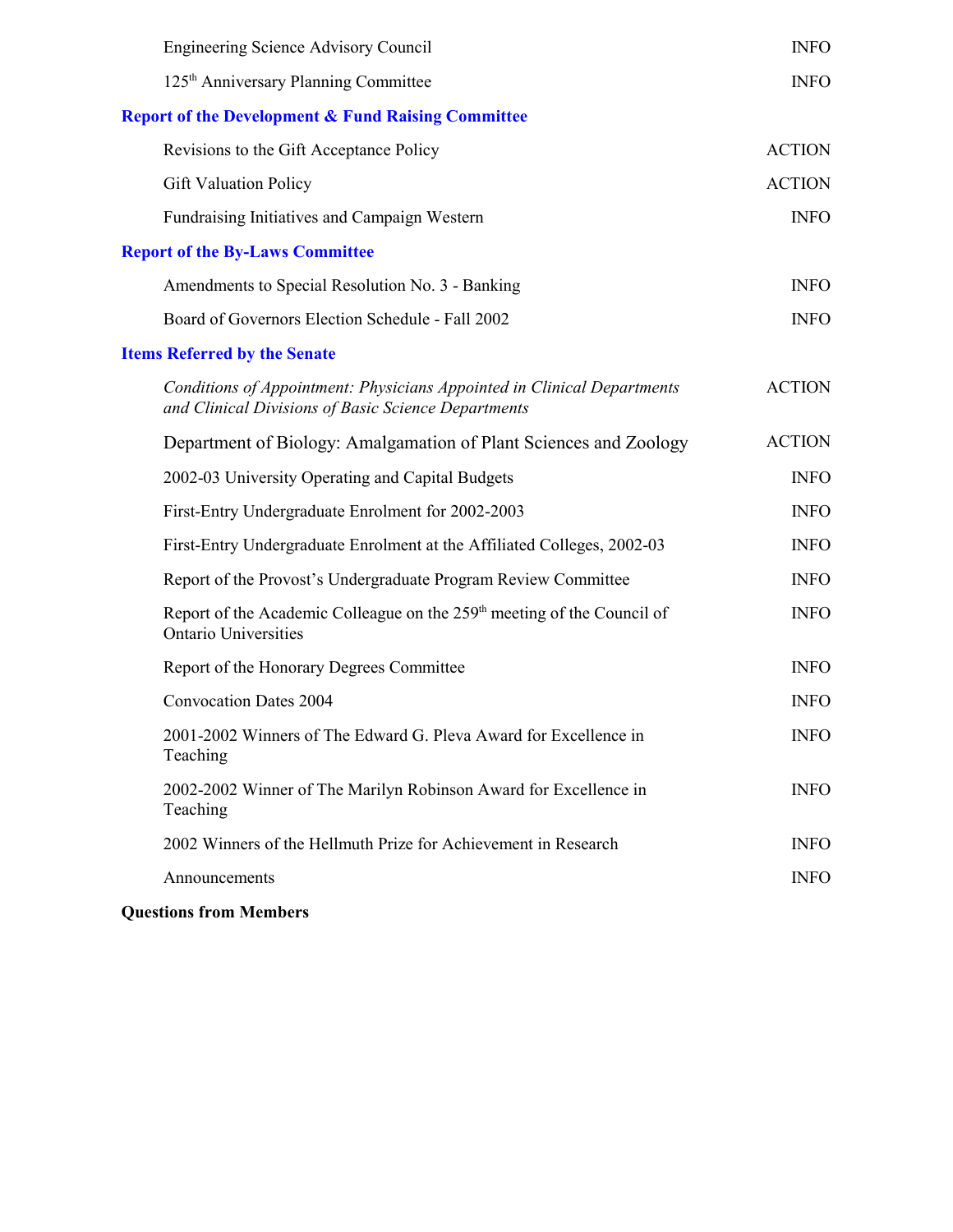| | |
|---|---|
| Engineering Science Advisory Council | INFO |
| 125th Anniversary Planning Committee | INFO |

**Report of the Development & Fund Raising Committee**

| | |
|---|---|
| Revisions to the Gift Acceptance Policy | ACTION |
| Gift Valuation Policy | ACTION |
| Fundraising Initiatives and Campaign Western | INFO |

**Report of the By-Laws Committee**

| | |
|---|---|
| Amendments to Special Resolution No. 3 - Banking | INFO |
| Board of Governors Election Schedule - Fall 2002 | INFO |

**Items Referred by the Senate**

| | |
|---|---|
| *Conditions of Appointment: Physicians Appointed in Clinical Departments and Clinical Divisions of Basic Science Departments* | ACTION |
| Department of Biology: Amalgamation of Plant Sciences and Zoology | ACTION |
| 2002-03 University Operating and Capital Budgets | INFO |
| First-Entry Undergraduate Enrolment for 2002-2003 | INFO |
| First-Entry Undergraduate Enrolment at the Affiliated Colleges, 2002-03 | INFO |
| Report of the Provost's Undergraduate Program Review Committee | INFO |
| Report of the Academic Colleague on the 259th meeting of the Council of Ontario Universities | INFO |
| Report of the Honorary Degrees Committee | INFO |
| Convocation Dates 2004 | INFO |
| 2001-2002 Winners of The Edward G. Pleva Award for Excellence in Teaching | INFO |
| 2002-2002 Winner of The Marilyn Robinson Award for Excellence in Teaching | INFO |
| 2002 Winners of the Hellmuth Prize for Achievement in Research | INFO |
| Announcements | INFO |

**Questions from Members**